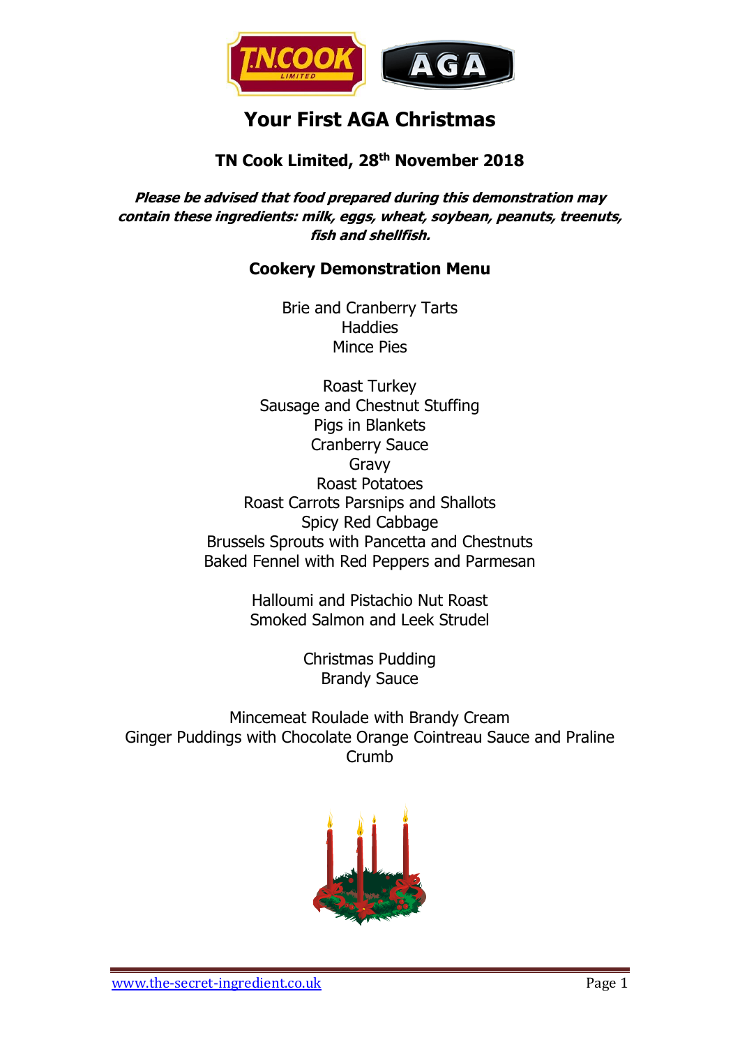# Your First AGA Christmas

## TN Cook Limited, 28th November 2018

***Please be advised that food prepared during this demonstration may contain these ingredients: milk, eggs, wheat, soybean, peanuts, treenuts, fish and shellfish.***

### Cookery Demonstration Menu

Brie and Cranberry Tarts
Haddies
Mince Pies

Roast Turkey
Sausage and Chestnut Stuffing
Pigs in Blankets
Cranberry Sauce
Gravy
Roast Potatoes
Roast Carrots Parsnips and Shallots
Spicy Red Cabbage
Brussels Sprouts with Pancetta and Chestnuts
Baked Fennel with Red Peppers and Parmesan

Halloumi and Pistachio Nut Roast
Smoked Salmon and Leek Strudel

Christmas Pudding
Brandy Sauce

Mincemeat Roulade with Brandy Cream
Ginger Puddings with Chocolate Orange Cointreau Sauce and Praline Crumb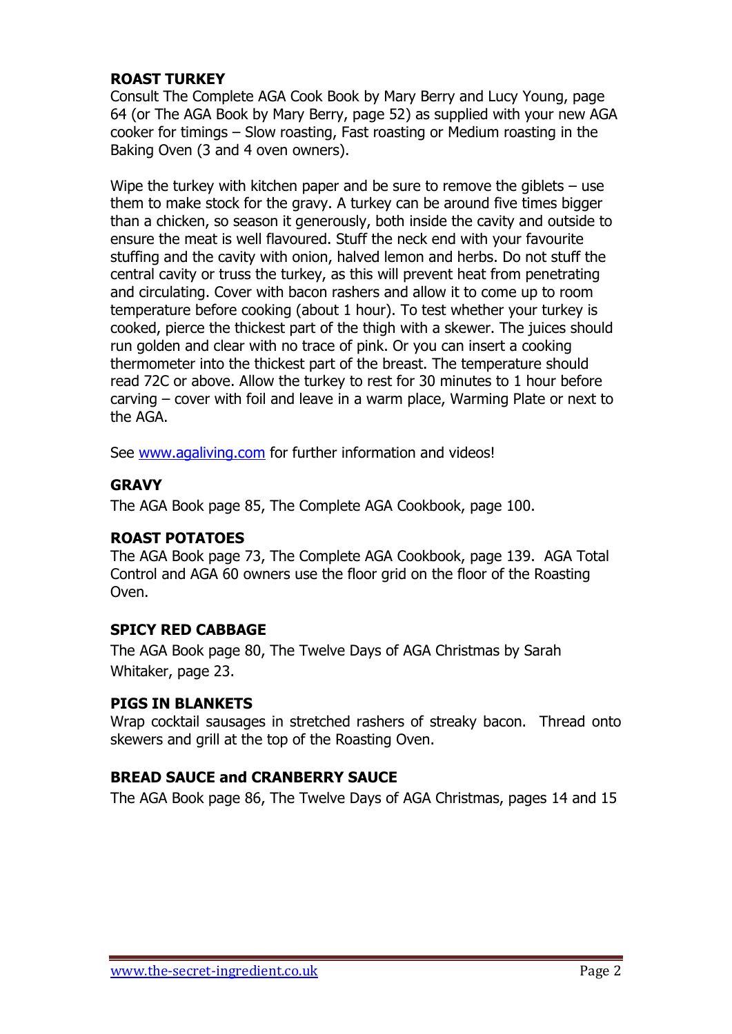**ROAST TURKEY**

Consult The Complete AGA Cook Book by Mary Berry and Lucy Young, page 64 (or The AGA Book by Mary Berry, page 52) as supplied with your new AGA cooker for timings – Slow roasting, Fast roasting or Medium roasting in the Baking Oven (3 and 4 oven owners).

Wipe the turkey with kitchen paper and be sure to remove the giblets – use them to make stock for the gravy. A turkey can be around five times bigger than a chicken, so season it generously, both inside the cavity and outside to ensure the meat is well flavoured. Stuff the neck end with your favourite stuffing and the cavity with onion, halved lemon and herbs. Do not stuff the central cavity or truss the turkey, as this will prevent heat from penetrating and circulating. Cover with bacon rashers and allow it to come up to room temperature before cooking (about 1 hour). To test whether your turkey is cooked, pierce the thickest part of the thigh with a skewer. The juices should run golden and clear with no trace of pink. Or you can insert a cooking thermometer into the thickest part of the breast. The temperature should read 72C or above. Allow the turkey to rest for 30 minutes to 1 hour before carving – cover with foil and leave in a warm place, Warming Plate or next to the AGA.

See [www.agaliving.com](http://www.agaliving.com) for further information and videos!

**GRAVY**

The AGA Book page 85, The Complete AGA Cookbook, page 100.

**ROAST POTATOES**

The AGA Book page 73, The Complete AGA Cookbook, page 139. AGA Total Control and AGA 60 owners use the floor grid on the floor of the Roasting Oven.

**SPICY RED CABBAGE**

The AGA Book page 80, The Twelve Days of AGA Christmas by Sarah Whitaker, page 23.

**PIGS IN BLANKETS**

Wrap cocktail sausages in stretched rashers of streaky bacon. Thread onto skewers and grill at the top of the Roasting Oven.

**BREAD SAUCE and CRANBERRY SAUCE**

The AGA Book page 86, The Twelve Days of AGA Christmas, pages 14 and 15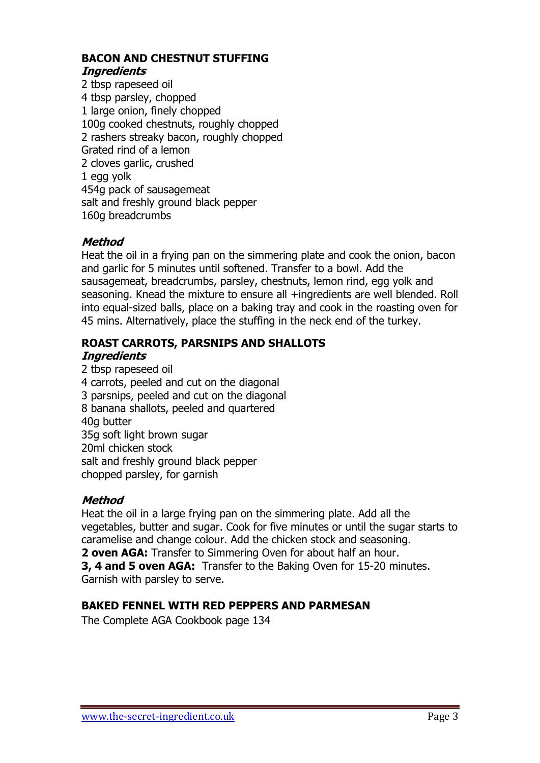## BACON AND CHESTNUT STUFFING

### *Ingredients*

2 tbsp rapeseed oil
4 tbsp parsley, chopped
1 large onion, finely chopped
100g cooked chestnuts, roughly chopped
2 rashers streaky bacon, roughly chopped
Grated rind of a lemon
2 cloves garlic, crushed
1 egg yolk
454g pack of sausagemeat
salt and freshly ground black pepper
160g breadcrumbs

### *Method*

Heat the oil in a frying pan on the simmering plate and cook the onion, bacon and garlic for 5 minutes until softened. Transfer to a bowl. Add the sausagemeat, breadcrumbs, parsley, chestnuts, lemon rind, egg yolk and seasoning. Knead the mixture to ensure all +ingredients are well blended. Roll into equal-sized balls, place on a baking tray and cook in the roasting oven for 45 mins. Alternatively, place the stuffing in the neck end of the turkey.

## ROAST CARROTS, PARSNIPS AND SHALLOTS

### *Ingredients*

2 tbsp rapeseed oil
4 carrots, peeled and cut on the diagonal
3 parsnips, peeled and cut on the diagonal
8 banana shallots, peeled and quartered
40g butter
35g soft light brown sugar
20ml chicken stock
salt and freshly ground black pepper
chopped parsley, for garnish

### *Method*

Heat the oil in a large frying pan on the simmering plate. Add all the vegetables, butter and sugar. Cook for five minutes or until the sugar starts to caramelise and change colour. Add the chicken stock and seasoning.
**2 oven AGA:** Transfer to Simmering Oven for about half an hour.
**3, 4 and 5 oven AGA:** Transfer to the Baking Oven for 15-20 minutes.
Garnish with parsley to serve.

## BAKED FENNEL WITH RED PEPPERS AND PARMESAN

The Complete AGA Cookbook page 134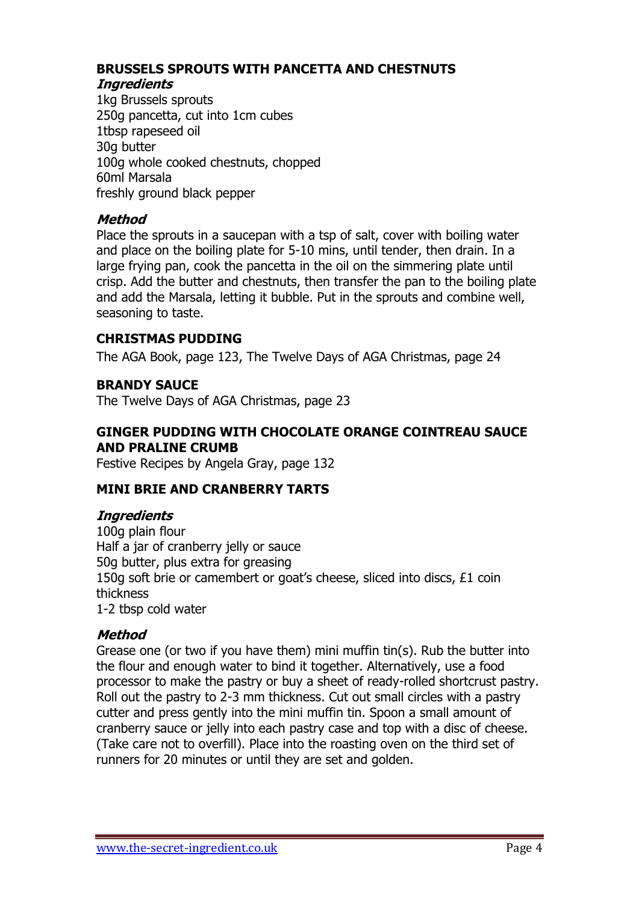## BRUSSELS SPROUTS WITH PANCETTA AND CHESTNUTS

***Ingredients***

1kg Brussels sprouts
250g pancetta, cut into 1cm cubes
1tbsp rapeseed oil
30g butter
100g whole cooked chestnuts, chopped
60ml Marsala
freshly ground black pepper

***Method***

Place the sprouts in a saucepan with a tsp of salt, cover with boiling water and place on the boiling plate for 5-10 mins, until tender, then drain. In a large frying pan, cook the pancetta in the oil on the simmering plate until crisp. Add the butter and chestnuts, then transfer the pan to the boiling plate and add the Marsala, letting it bubble. Put in the sprouts and combine well, seasoning to taste.

## CHRISTMAS PUDDING

The AGA Book, page 123, The Twelve Days of AGA Christmas, page 24

## BRANDY SAUCE

The Twelve Days of AGA Christmas, page 23

## GINGER PUDDING WITH CHOCOLATE ORANGE COINTREAU SAUCE AND PRALINE CRUMB

Festive Recipes by Angela Gray, page 132

## MINI BRIE AND CRANBERRY TARTS

***Ingredients***

100g plain flour
Half a jar of cranberry jelly or sauce
50g butter, plus extra for greasing
150g soft brie or camembert or goat's cheese, sliced into discs, £1 coin thickness
1-2 tbsp cold water

***Method***

Grease one (or two if you have them) mini muffin tin(s). Rub the butter into the flour and enough water to bind it together. Alternatively, use a food processor to make the pastry or buy a sheet of ready-rolled shortcrust pastry. Roll out the pastry to 2-3 mm thickness. Cut out small circles with a pastry cutter and press gently into the mini muffin tin. Spoon a small amount of cranberry sauce or jelly into each pastry case and top with a disc of cheese. (Take care not to overfill). Place into the roasting oven on the third set of runners for 20 minutes or until they are set and golden.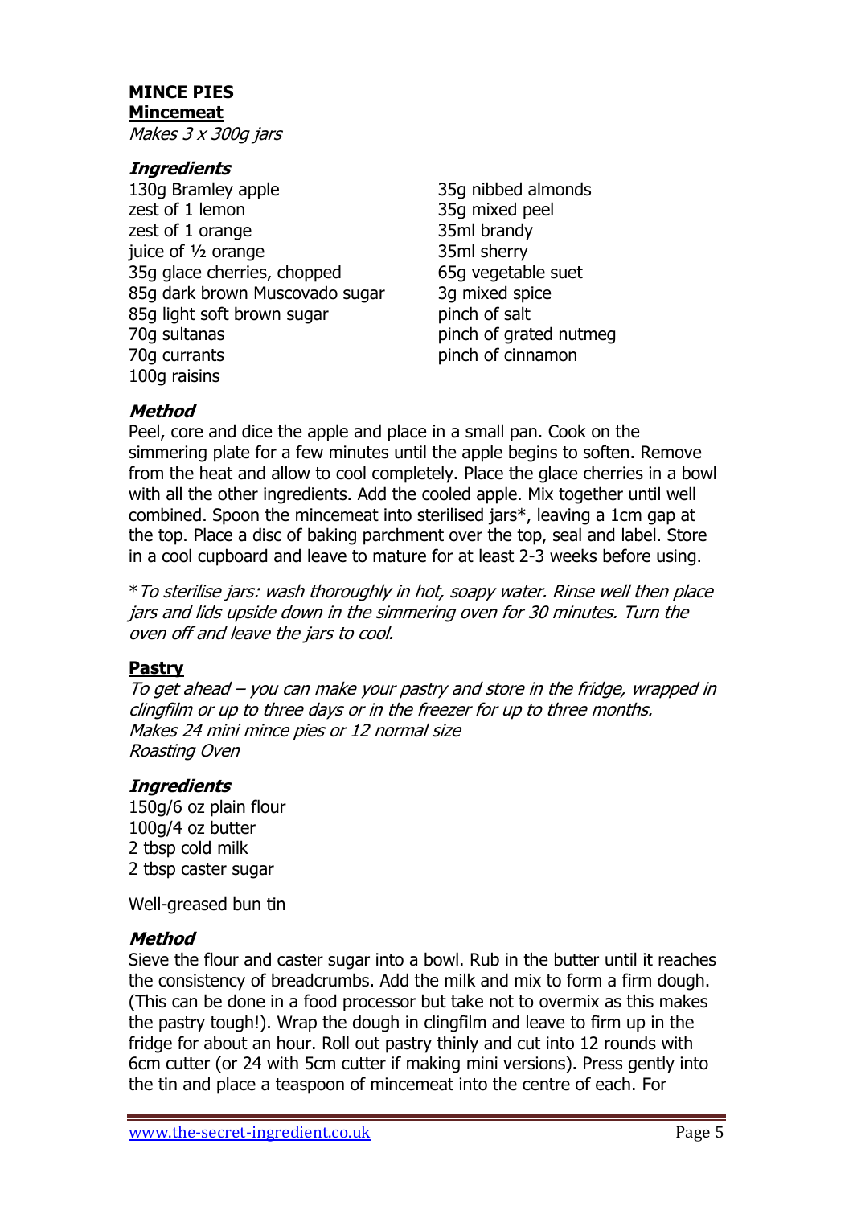**MINCE PIES**

**Mincemeat**

*Makes 3 x 300g jars*

***Ingredients***

130g Bramley apple
zest of 1 lemon
zest of 1 orange
juice of ½ orange
35g glace cherries, chopped
85g dark brown Muscovado sugar
85g light soft brown sugar
70g sultanas
70g currants
100g raisins
35g nibbed almonds
35g mixed peel
35ml brandy
35ml sherry
65g vegetable suet
3g mixed spice
pinch of salt
pinch of grated nutmeg
pinch of cinnamon

***Method***

Peel, core and dice the apple and place in a small pan. Cook on the simmering plate for a few minutes until the apple begins to soften. Remove from the heat and allow to cool completely. Place the glace cherries in a bowl with all the other ingredients. Add the cooled apple. Mix together until well combined. Spoon the mincemeat into sterilised jars*, leaving a 1cm gap at the top. Place a disc of baking parchment over the top, seal and label. Store in a cool cupboard and leave to mature for at least 2-3 weeks before using.

*\*To sterilise jars: wash thoroughly in hot, soapy water. Rinse well then place jars and lids upside down in the simmering oven for 30 minutes. Turn the oven off and leave the jars to cool.*

**Pastry**

*To get ahead – you can make your pastry and store in the fridge, wrapped in clingfilm or up to three days or in the freezer for up to three months.*
*Makes 24 mini mince pies or 12 normal size*
*Roasting Oven*

***Ingredients***

150g/6 oz plain flour
100g/4 oz butter
2 tbsp cold milk
2 tbsp caster sugar

Well-greased bun tin

***Method***

Sieve the flour and caster sugar into a bowl. Rub in the butter until it reaches the consistency of breadcrumbs. Add the milk and mix to form a firm dough. (This can be done in a food processor but take not to overmix as this makes the pastry tough!). Wrap the dough in clingfilm and leave to firm up in the fridge for about an hour. Roll out pastry thinly and cut into 12 rounds with 6cm cutter (or 24 with 5cm cutter if making mini versions). Press gently into the tin and place a teaspoon of mincemeat into the centre of each. For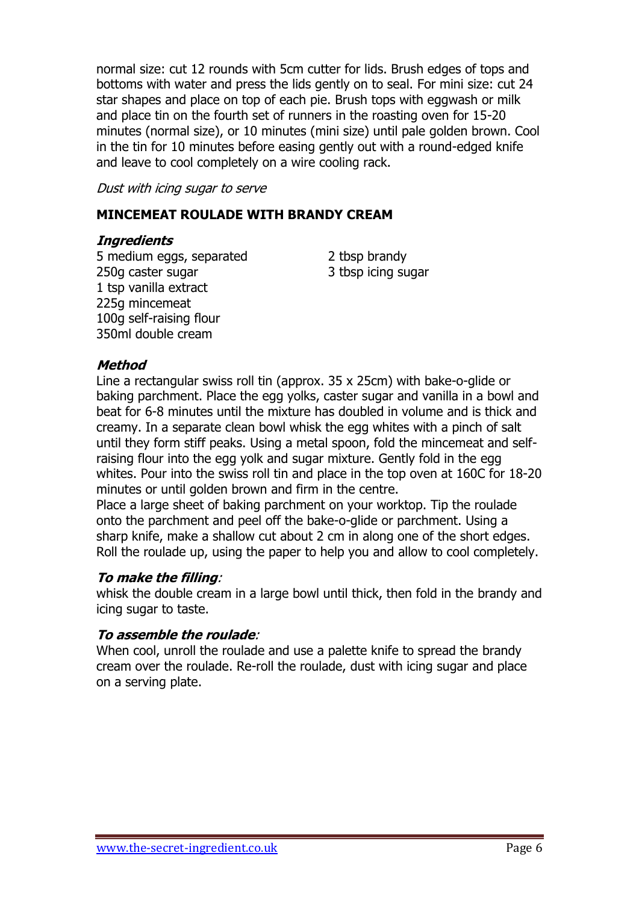normal size: cut 12 rounds with 5cm cutter for lids. Brush edges of tops and bottoms with water and press the lids gently on to seal. For mini size: cut 24 star shapes and place on top of each pie. Brush tops with eggwash or milk and place tin on the fourth set of runners in the roasting oven for 15-20 minutes (normal size), or 10 minutes (mini size) until pale golden brown. Cool in the tin for 10 minutes before easing gently out with a round-edged knife and leave to cool completely on a wire cooling rack.

*Dust with icing sugar to serve*

## MINCEMEAT ROULADE WITH BRANDY CREAM

***Ingredients***

5 medium eggs, separated
250g caster sugar
1 tsp vanilla extract
225g mincemeat
100g self-raising flour
350ml double cream
2 tbsp brandy
3 tbsp icing sugar

***Method***

Line a rectangular swiss roll tin (approx. 35 x 25cm) with bake-o-glide or baking parchment. Place the egg yolks, caster sugar and vanilla in a bowl and beat for 6-8 minutes until the mixture has doubled in volume and is thick and creamy. In a separate clean bowl whisk the egg whites with a pinch of salt until they form stiff peaks. Using a metal spoon, fold the mincemeat and self-raising flour into the egg yolk and sugar mixture. Gently fold in the egg whites. Pour into the swiss roll tin and place in the top oven at 160C for 18-20 minutes or until golden brown and firm in the centre.

Place a large sheet of baking parchment on your worktop. Tip the roulade onto the parchment and peel off the bake-o-glide or parchment. Using a sharp knife, make a shallow cut about 2 cm in along one of the short edges. Roll the roulade up, using the paper to help you and allow to cool completely.

***To make the filling***:

whisk the double cream in a large bowl until thick, then fold in the brandy and icing sugar to taste.

***To assemble the roulade***:

When cool, unroll the roulade and use a palette knife to spread the brandy cream over the roulade. Re-roll the roulade, dust with icing sugar and place on a serving plate.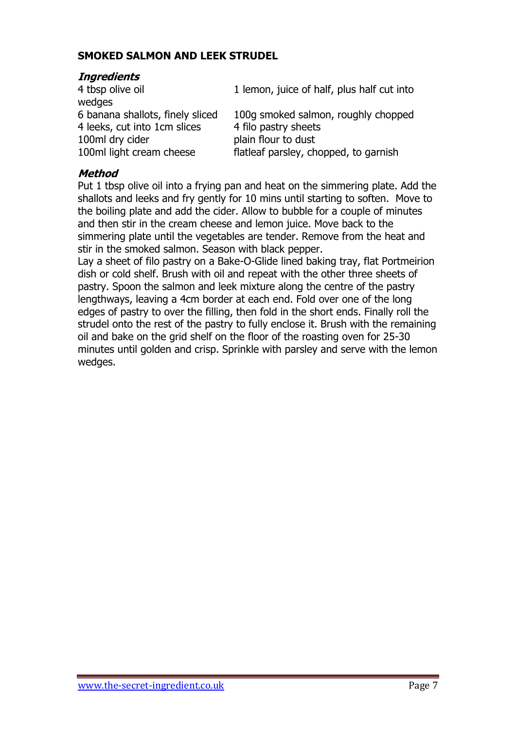**SMOKED SALMON AND LEEK STRUDEL**

***Ingredients***

4 tbsp olive oil
1 lemon, juice of half, plus half cut into wedges
6 banana shallots, finely sliced
4 leeks, cut into 1cm slices
100ml dry cider
100ml light cream cheese
100g smoked salmon, roughly chopped
4 filo pastry sheets
plain flour to dust
flatleaf parsley, chopped, to garnish

***Method***

Put 1 tbsp olive oil into a frying pan and heat on the simmering plate. Add the shallots and leeks and fry gently for 10 mins until starting to soften. Move to the boiling plate and add the cider. Allow to bubble for a couple of minutes and then stir in the cream cheese and lemon juice. Move back to the simmering plate until the vegetables are tender. Remove from the heat and stir in the smoked salmon. Season with black pepper.
Lay a sheet of filo pastry on a Bake-O-Glide lined baking tray, flat Portmeirion dish or cold shelf. Brush with oil and repeat with the other three sheets of pastry. Spoon the salmon and leek mixture along the centre of the pastry lengthways, leaving a 4cm border at each end. Fold over one of the long edges of pastry to over the filling, then fold in the short ends. Finally roll the strudel onto the rest of the pastry to fully enclose it. Brush with the remaining oil and bake on the grid shelf on the floor of the roasting oven for 25-30 minutes until golden and crisp. Sprinkle with parsley and serve with the lemon wedges.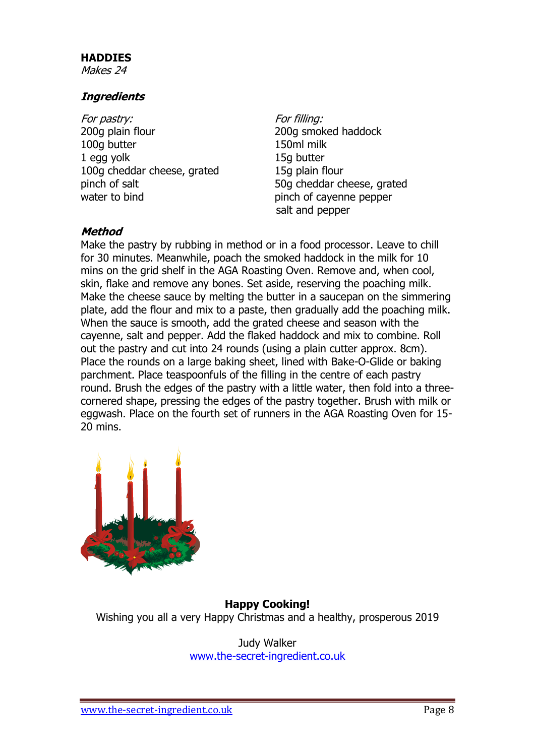**HADDIES**
*Makes 24*

***Ingredients***

*For pastry:*
200g plain flour
100g butter
1 egg yolk
100g cheddar cheese, grated
pinch of salt
water to bind

*For filling:*
200g smoked haddock
150ml milk
15g butter
15g plain flour
50g cheddar cheese, grated
pinch of cayenne pepper
salt and pepper

***Method***

Make the pastry by rubbing in method or in a food processor. Leave to chill for 30 minutes. Meanwhile, poach the smoked haddock in the milk for 10 mins on the grid shelf in the AGA Roasting Oven. Remove and, when cool, skin, flake and remove any bones. Set aside, reserving the poaching milk. Make the cheese sauce by melting the butter in a saucepan on the simmering plate, add the flour and mix to a paste, then gradually add the poaching milk. When the sauce is smooth, add the grated cheese and season with the cayenne, salt and pepper. Add the flaked haddock and mix to combine. Roll out the pastry and cut into 24 rounds (using a plain cutter approx. 8cm). Place the rounds on a large baking sheet, lined with Bake-O-Glide or baking parchment. Place teaspoonfuls of the filling in the centre of each pastry round. Brush the edges of the pastry with a little water, then fold into a three-cornered shape, pressing the edges of the pastry together. Brush with milk or eggwash. Place on the fourth set of runners in the AGA Roasting Oven for 15-20 mins.

**Happy Cooking!**

Wishing you all a very Happy Christmas and a healthy, prosperous 2019

Judy Walker
www.the-secret-ingredient.co.uk